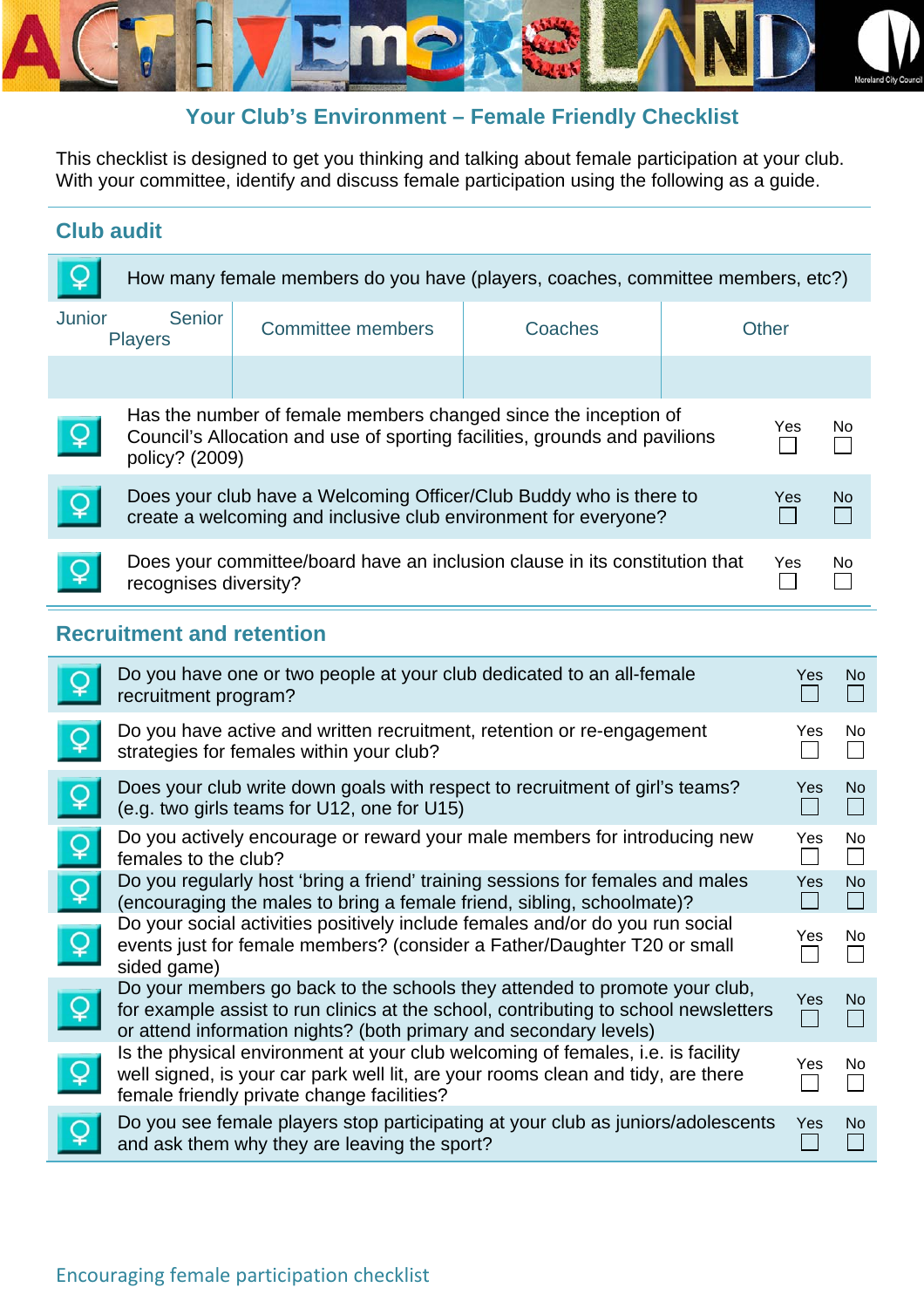## Your Club's Environment – Female Friendly Checklist

This checklist is designed to get you thinking and talking about female participation at your club. With your committee, identify and discuss female participation using the following as a guide.

### Club audit

How many female members do you have (players, coaches, committee members, etc?)

| Junior Senior Players | Committee members | Coaches | Other |
|---|---|---|---|
| | | | |

| Question | Yes | No |
|---|---|---|
| Has the number of female members changed since the inception of Council's Allocation and use of sporting facilities, grounds and pavilions policy? (2009) | ☐ | ☐ |
| Does your club have a Welcoming Officer/Club Buddy who is there to create a welcoming and inclusive club environment for everyone? | ☐ | ☐ |
| Does your committee/board have an inclusion clause in its constitution that recognises diversity? | ☐ | ☐ |

### Recruitment and retention

| Question | Yes | No |
|---|---|---|
| Do you have one or two people at your club dedicated to an all-female recruitment program? | ☐ | ☐ |
| Do you have active and written recruitment, retention or re-engagement strategies for females within your club? | ☐ | ☐ |
| Does your club write down goals with respect to recruitment of girl's teams? (e.g. two girls teams for U12, one for U15) | ☐ | ☐ |
| Do you actively encourage or reward your male members for introducing new females to the club? | ☐ | ☐ |
| Do you regularly host 'bring a friend' training sessions for females and males (encouraging the males to bring a female friend, sibling, schoolmate)? | ☐ | ☐ |
| Do your social activities positively include females and/or do you run social events just for female members? (consider a Father/Daughter T20 or small sided game) | ☐ | ☐ |
| Do your members go back to the schools they attended to promote your club, for example assist to run clinics at the school, contributing to school newsletters or attend information nights? (both primary and secondary levels) | ☐ | ☐ |
| Is the physical environment at your club welcoming of females, i.e. is facility well signed, is your car park well lit, are your rooms clean and tidy, are there female friendly private change facilities? | ☐ | ☐ |
| Do you see female players stop participating at your club as juniors/adolescents and ask them why they are leaving the sport? | ☐ | ☐ |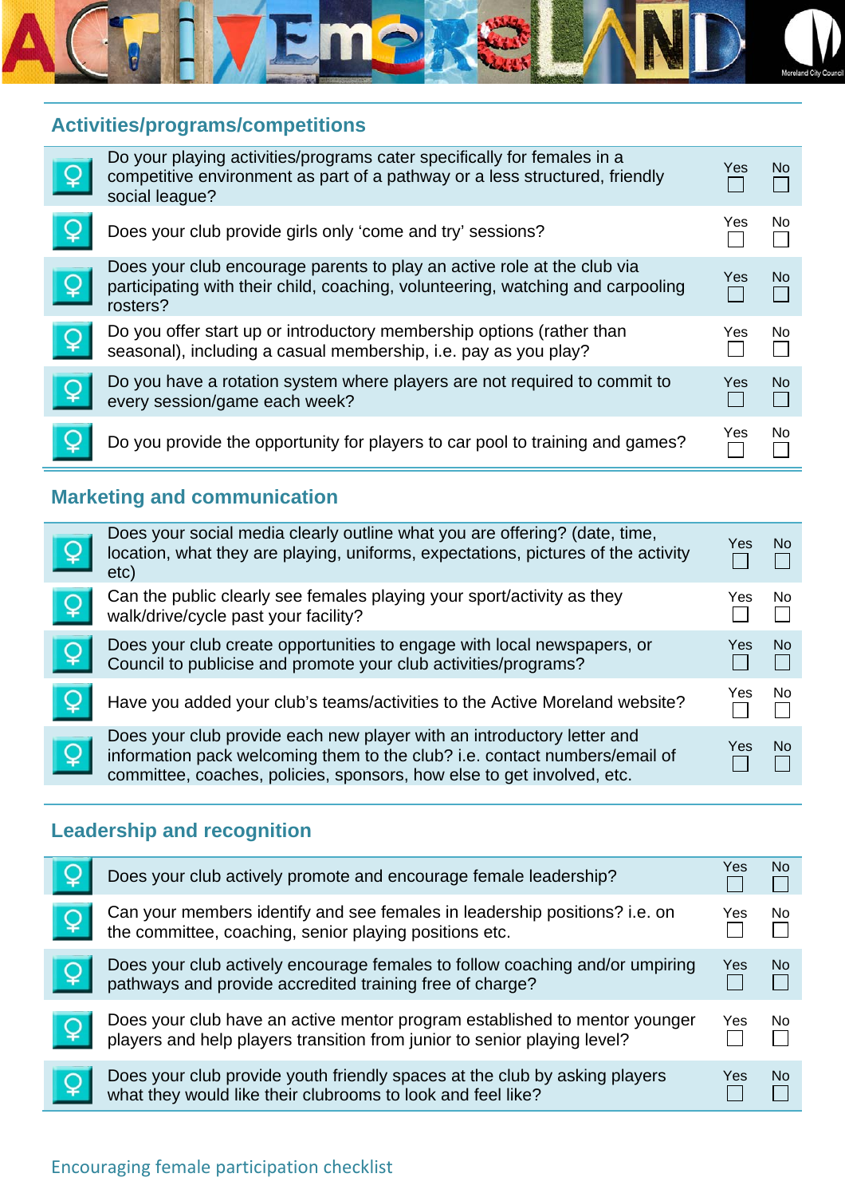## Activities/programs/competitions

| | | Yes | No |
|---|---|---|---|
| ♀ | Do your playing activities/programs cater specifically for females in a competitive environment as part of a pathway or a less structured, friendly social league? | ☐ | ☐ |
| ♀ | Does your club provide girls only 'come and try' sessions? | ☐ | ☐ |
| ♀ | Does your club encourage parents to play an active role at the club via participating with their child, coaching, volunteering, watching and carpooling rosters? | ☐ | ☐ |
| ♀ | Do you offer start up or introductory membership options (rather than seasonal), including a casual membership, i.e. pay as you play? | ☐ | ☐ |
| ♀ | Do you have a rotation system where players are not required to commit to every session/game each week? | ☐ | ☐ |
| ♀ | Do you provide the opportunity for players to car pool to training and games? | ☐ | ☐ |

## Marketing and communication

| | | Yes | No |
|---|---|---|---|
| ♀ | Does your social media clearly outline what you are offering? (date, time, location, what they are playing, uniforms, expectations, pictures of the activity etc) | ☐ | ☐ |
| ♀ | Can the public clearly see females playing your sport/activity as they walk/drive/cycle past your facility? | ☐ | ☐ |
| ♀ | Does your club create opportunities to engage with local newspapers, or Council to publicise and promote your club activities/programs? | ☐ | ☐ |
| ♀ | Have you added your club's teams/activities to the Active Moreland website? | ☐ | ☐ |
| ♀ | Does your club provide each new player with an introductory letter and information pack welcoming them to the club? i.e. contact numbers/email of committee, coaches, policies, sponsors, how else to get involved, etc. | ☐ | ☐ |

## Leadership and recognition

| | | Yes | No |
|---|---|---|---|
| ♀ | Does your club actively promote and encourage female leadership? | ☐ | ☐ |
| ♀ | Can your members identify and see females in leadership positions? i.e. on the committee, coaching, senior playing positions etc. | ☐ | ☐ |
| ♀ | Does your club actively encourage females to follow coaching and/or umpiring pathways and provide accredited training free of charge? | ☐ | ☐ |
| ♀ | Does your club have an active mentor program established to mentor younger players and help players transition from junior to senior playing level? | ☐ | ☐ |
| ♀ | Does your club provide youth friendly spaces at the club by asking players what they would like their clubrooms to look and feel like? | ☐ | ☐ |